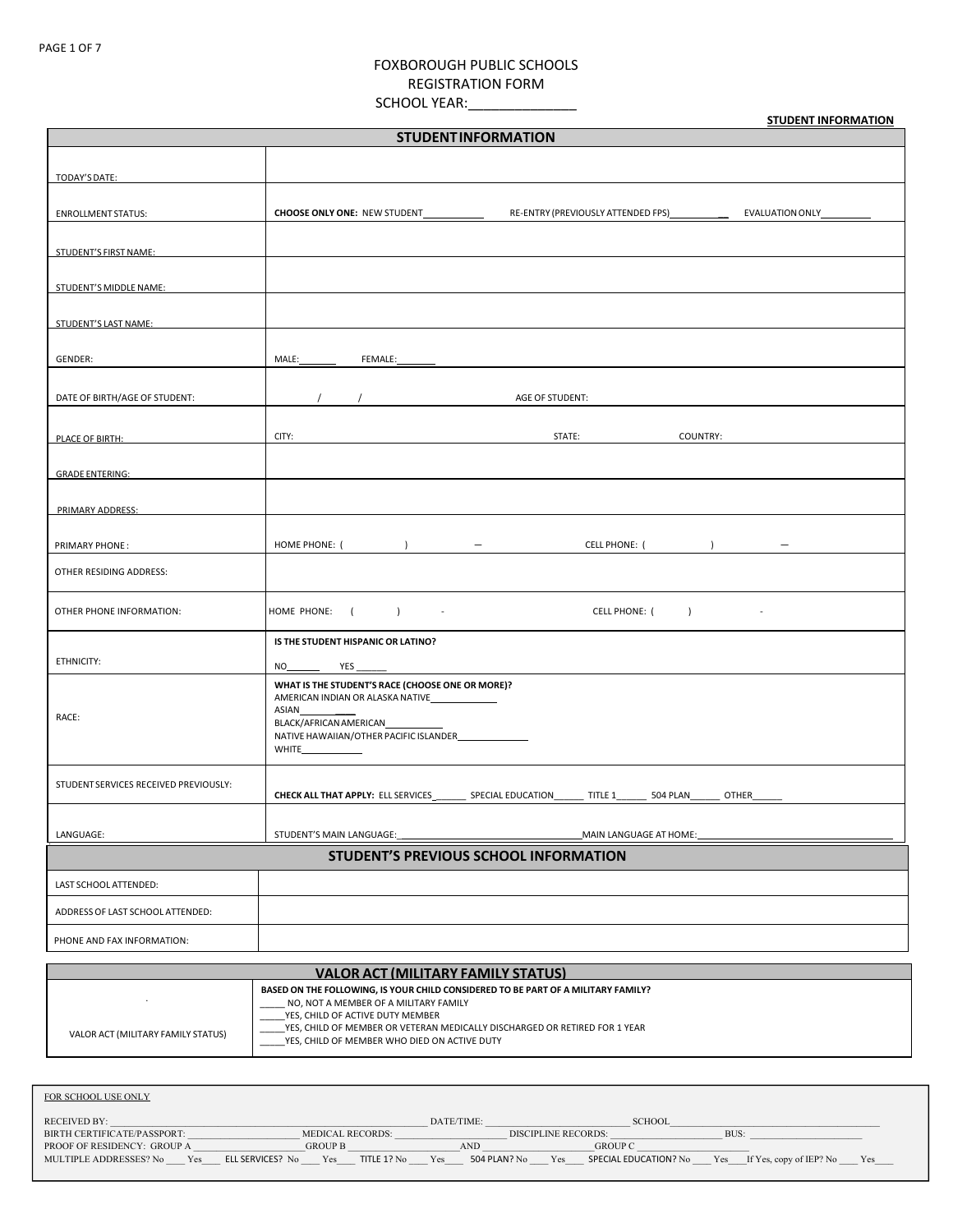# FOXBOROUGH PUBLIC SCHOOLS
## REGISTRATION FORM
SCHOOL YEAR:______________

**STUDENT INFORMATION**

| STUDENT INFORMATION | |
|---|---|
| TODAY'S DATE: | |
| ENROLLMENT STATUS: | **CHOOSE ONLY ONE:** NEW STUDENT____________ RE-ENTRY (PREVIOUSLY ATTENDED FPS)____________ EVALUATION ONLY__________ |
| STUDENT'S FIRST NAME: | |
| STUDENT'S MIDDLE NAME: | |
| STUDENT'S LAST NAME: | |
| GENDER: | MALE:_______ FEMALE:_______ |
| DATE OF BIRTH/AGE OF STUDENT: | / / AGE OF STUDENT: |
| PLACE OF BIRTH: | CITY: STATE: COUNTRY: |
| GRADE ENTERING: | |
| PRIMARY ADDRESS: | |
| PRIMARY PHONE : | HOME PHONE: ( ) — CELL PHONE: ( ) — |
| OTHER RESIDING ADDRESS: | |
| OTHER PHONE INFORMATION: | HOME PHONE: ( ) - CELL PHONE: ( ) - |
| ETHNICITY: | **IS THE STUDENT HISPANIC OR LATINO?** NO_______ YES ______ |
| RACE: | **WHAT IS THE STUDENT'S RACE (CHOOSE ONE OR MORE)?** AMERICAN INDIAN OR ALASKA NATIVE____________ ASIAN__________ BLACK/AFRICAN AMERICAN___________ NATIVE HAWAIIAN/OTHER PACIFIC ISLANDER_____________ WHITE____________ |
| STUDENT SERVICES RECEIVED PREVIOUSLY: | **CHECK ALL THAT APPLY:** ELL SERVICES_______ SPECIAL EDUCATION______ TITLE 1______ 504 PLAN______ OTHER______ |
| LANGUAGE: | STUDENT'S MAIN LANGUAGE:_________________________________MAIN LANGUAGE AT HOME:_________________________________ |

| STUDENT'S PREVIOUS SCHOOL INFORMATION | |
|---|---|
| LAST SCHOOL ATTENDED: | |
| ADDRESS OF LAST SCHOOL ATTENDED: | |
| PHONE AND FAX INFORMATION: | |

| VALOR ACT (MILITARY FAMILY STATUS) | |
|---|---|
| VALOR ACT (MILITARY FAMILY STATUS) | **BASED ON THE FOLLOWING, IS YOUR CHILD CONSIDERED TO BE PART OF A MILITARY FAMILY?** _____ NO, NOT A MEMBER OF A MILITARY FAMILY _____YES, CHILD OF ACTIVE DUTY MEMBER _____YES, CHILD OF MEMBER OR VETERAN MEDICALLY DISCHARGED OR RETIRED FOR 1 YEAR _____YES, CHILD OF MEMBER WHO DIED ON ACTIVE DUTY |

FOR SCHOOL USE ONLY

RECEIVED BY: ____________________________________________ DATE/TIME: ______________________________ SCHOOL______________________________

BIRTH CERTIFICATE/PASSPORT: ____________________ MEDICAL RECORDS: ____________________ DISCIPLINE RECORDS: ____________________ BUS: ____________________

PROOF OF RESIDENCY: GROUP A ____________________ GROUP B ____________________ AND ____________________ GROUP C ____________________

MULTIPLE ADDRESSES? No ____ Yes____ ELL SERVICES? No ____ Yes____ TITLE 1? No ____ Yes____ 504 PLAN? No ____ Yes____ SPECIAL EDUCATION? No ____ Yes____If Yes, copy of IEP? No ____ Yes____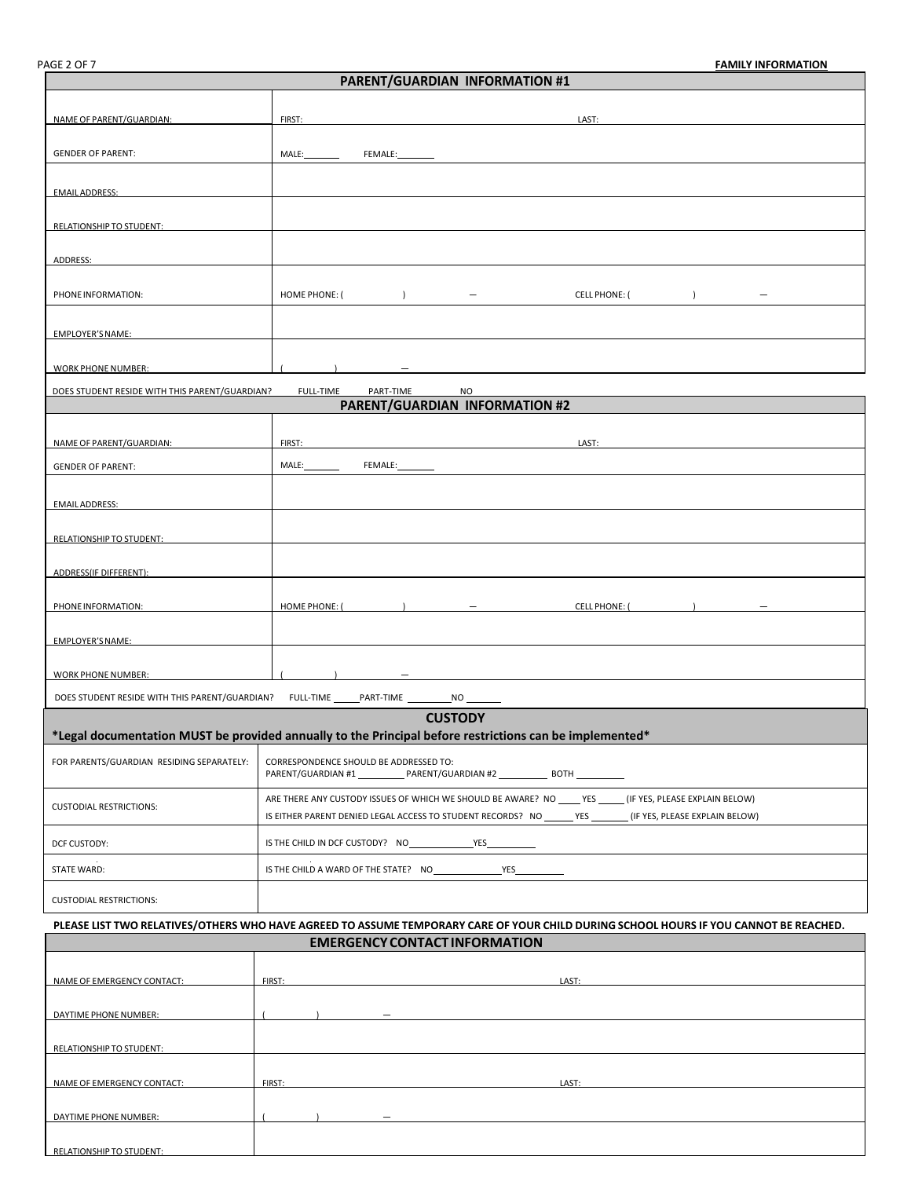**FAMILY INFORMATION**

## PARENT/GUARDIAN INFORMATION #1

| | |
|---|---|
| NAME OF PARENT/GUARDIAN: | FIRST: LAST: |
| GENDER OF PARENT: | MALE:\_\_\_\_\_\_ FEMALE:\_\_\_\_\_\_ |
| EMAIL ADDRESS: | |
| RELATIONSHIP TO STUDENT: | |
| ADDRESS: | |
| PHONE INFORMATION: | HOME PHONE: (     )     – CELL PHONE: (     )     – |
| EMPLOYER'S NAME: | |
| WORK PHONE NUMBER: | (     )     – |

DOES STUDENT RESIDE WITH THIS PARENT/GUARDIAN? FULL-TIME PART-TIME NO

## PARENT/GUARDIAN INFORMATION #2

| | |
|---|---|
| NAME OF PARENT/GUARDIAN: | FIRST: LAST: |
| GENDER OF PARENT: | MALE:\_\_\_\_\_\_ FEMALE:\_\_\_\_\_\_ |
| EMAIL ADDRESS: | |
| RELATIONSHIP TO STUDENT: | |
| ADDRESS(IF DIFFERENT): | |
| PHONE INFORMATION: | HOME PHONE: (     )     – CELL PHONE: (     )     – |
| EMPLOYER'S NAME: | |
| WORK PHONE NUMBER: | (     )     – |

DOES STUDENT RESIDE WITH THIS PARENT/GUARDIAN? FULL-TIME \_\_\_\_\_PART-TIME \_\_\_\_\_\_\_\_\_NO \_\_\_\_\_\_\_

## CUSTODY

**\*Legal documentation MUST be provided annually to the Principal before restrictions can be implemented\***

| | |
|---|---|
| FOR PARENTS/GUARDIAN RESIDING SEPARATELY: | CORRESPONDENCE SHOULD BE ADDRESSED TO: PARENT/GUARDIAN #1 \_\_\_\_\_\_\_\_\_ PARENT/GUARDIAN #2 \_\_\_\_\_\_\_\_\_ BOTH \_\_\_\_\_\_\_\_\_ |
| CUSTODIAL RESTRICTIONS: | ARE THERE ANY CUSTODY ISSUES OF WHICH WE SHOULD BE AWARE? NO \_\_\_\_ YES \_\_\_\_ (IF YES, PLEASE EXPLAIN BELOW)<br>IS EITHER PARENT DENIED LEGAL ACCESS TO STUDENT RECORDS? NO \_\_\_\_\_ YES \_\_\_\_\_\_ (IF YES, PLEASE EXPLAIN BELOW) |
| DCF CUSTODY: | IS THE CHILD IN DCF CUSTODY? NO\_\_\_\_\_\_\_\_\_\_\_\_\_YES\_\_\_\_\_\_\_\_\_\_ |
| STATE WARD: | IS THE CHILD A WARD OF THE STATE? NO\_\_\_\_\_\_\_\_\_\_\_\_\_YES\_\_\_\_\_\_\_\_\_\_ |
| CUSTODIAL RESTRICTIONS: | |

**PLEASE LIST TWO RELATIVES/OTHERS WHO HAVE AGREED TO ASSUME TEMPORARY CARE OF YOUR CHILD DURING SCHOOL HOURS IF YOU CANNOT BE REACHED.**

## EMERGENCY CONTACT INFORMATION

| | |
|---|---|
| NAME OF EMERGENCY CONTACT: | FIRST: LAST: |
| DAYTIME PHONE NUMBER: | (     )     – |
| RELATIONSHIP TO STUDENT: | |
| NAME OF EMERGENCY CONTACT: | FIRST: LAST: |
| DAYTIME PHONE NUMBER: | (     )     – |
| RELATIONSHIP TO STUDENT: | |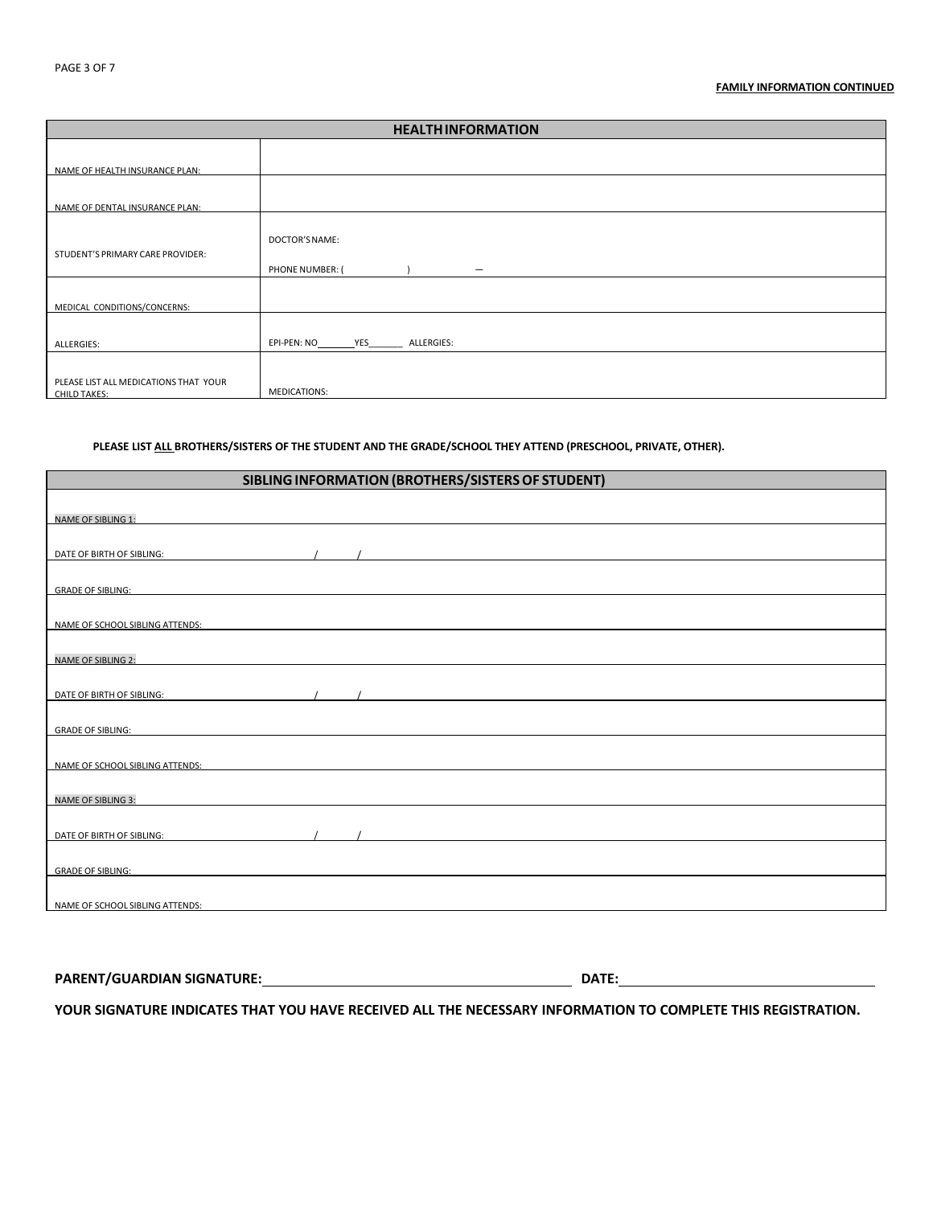**FAMILY INFORMATION CONTINUED**

| HEALTH INFORMATION | |
|---|---|
| NAME OF HEALTH INSURANCE PLAN: | |
| NAME OF DENTAL INSURANCE PLAN: | |
| STUDENT'S PRIMARY CARE PROVIDER: | DOCTOR'S NAME:<br>PHONE NUMBER: ( ) — |
| MEDICAL CONDITIONS/CONCERNS: | |
| ALLERGIES: | EPI-PEN: NO_______ YES_______ ALLERGIES: |
| PLEASE LIST ALL MEDICATIONS THAT YOUR CHILD TAKES: | MEDICATIONS: |

**PLEASE LIST ALL BROTHERS/SISTERS OF THE STUDENT AND THE GRADE/SCHOOL THEY ATTEND (PRESCHOOL, PRIVATE, OTHER).**

| SIBLING INFORMATION (BROTHERS/SISTERS OF STUDENT) | |
|---|---|
| NAME OF SIBLING 1: | |
| DATE OF BIRTH OF SIBLING: | / / |
| GRADE OF SIBLING: | |
| NAME OF SCHOOL SIBLING ATTENDS: | |
| NAME OF SIBLING 2: | |
| DATE OF BIRTH OF SIBLING: | / / |
| GRADE OF SIBLING: | |
| NAME OF SCHOOL SIBLING ATTENDS: | |
| NAME OF SIBLING 3: | |
| DATE OF BIRTH OF SIBLING: | / / |
| GRADE OF SIBLING: | |
| NAME OF SCHOOL SIBLING ATTENDS: | |

**PARENT/GUARDIAN SIGNATURE:** ______________________________ **DATE:** ____________________

**YOUR SIGNATURE INDICATES THAT YOU HAVE RECEIVED ALL THE NECESSARY INFORMATION TO COMPLETE THIS REGISTRATION.**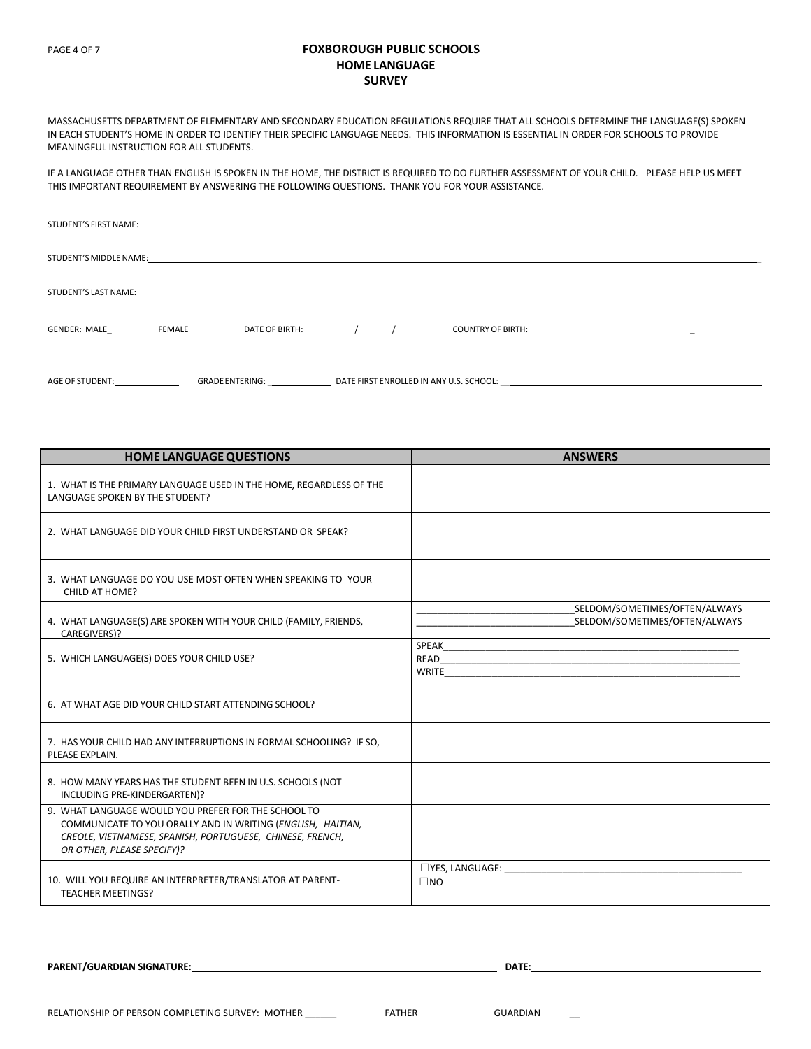# FOXBOROUGH PUBLIC SCHOOLS
## HOME LANGUAGE
## SURVEY

MASSACHUSETTS DEPARTMENT OF ELEMENTARY AND SECONDARY EDUCATION REGULATIONS REQUIRE THAT ALL SCHOOLS DETERMINE THE LANGUAGE(S) SPOKEN IN EACH STUDENT'S HOME IN ORDER TO IDENTIFY THEIR SPECIFIC LANGUAGE NEEDS. THIS INFORMATION IS ESSENTIAL IN ORDER FOR SCHOOLS TO PROVIDE MEANINGFUL INSTRUCTION FOR ALL STUDENTS.

IF A LANGUAGE OTHER THAN ENGLISH IS SPOKEN IN THE HOME, THE DISTRICT IS REQUIRED TO DO FURTHER ASSESSMENT OF YOUR CHILD. PLEASE HELP US MEET THIS IMPORTANT REQUIREMENT BY ANSWERING THE FOLLOWING QUESTIONS. THANK YOU FOR YOUR ASSISTANCE.

STUDENT'S FIRST NAME: ____________________

STUDENT'S MIDDLE NAME: ____________________

STUDENT'S LAST NAME: ____________________

GENDER: MALE_______ FEMALE_______ DATE OF BIRTH: _____/_____/_____ COUNTRY OF BIRTH: ____________________

AGE OF STUDENT: ________ GRADE ENTERING: ________ DATE FIRST ENROLLED IN ANY U.S. SCHOOL: ____________________

| HOME LANGUAGE QUESTIONS | ANSWERS |
|---|---|
| 1. WHAT IS THE PRIMARY LANGUAGE USED IN THE HOME, REGARDLESS OF THE LANGUAGE SPOKEN BY THE STUDENT? | |
| 2. WHAT LANGUAGE DID YOUR CHILD FIRST UNDERSTAND OR SPEAK? | |
| 3. WHAT LANGUAGE DO YOU USE MOST OFTEN WHEN SPEAKING TO YOUR CHILD AT HOME? | |
| 4. WHAT LANGUAGE(S) ARE SPOKEN WITH YOUR CHILD (FAMILY, FRIENDS, CAREGIVERS)? | ____________ SELDOM/SOMETIMES/OFTEN/ALWAYS<br>____________ SELDOM/SOMETIMES/OFTEN/ALWAYS |
| 5. WHICH LANGUAGE(S) DOES YOUR CHILD USE? | SPEAK____________<br>READ____________<br>WRITE____________ |
| 6. AT WHAT AGE DID YOUR CHILD START ATTENDING SCHOOL? | |
| 7. HAS YOUR CHILD HAD ANY INTERRUPTIONS IN FORMAL SCHOOLING? IF SO, PLEASE EXPLAIN. | |
| 8. HOW MANY YEARS HAS THE STUDENT BEEN IN U.S. SCHOOLS (NOT INCLUDING PRE-KINDERGARTEN)? | |
| 9. WHAT LANGUAGE WOULD YOU PREFER FOR THE SCHOOL TO COMMUNICATE TO YOU ORALLY AND IN WRITING (*ENGLISH, HAITIAN, CREOLE, VIETNAMESE, SPANISH, PORTUGUESE, CHINESE, FRENCH, OR OTHER, PLEASE SPECIFY)?* | |
| 10. WILL YOU REQUIRE AN INTERPRETER/TRANSLATOR AT PARENT-TEACHER MEETINGS? | ☐YES, LANGUAGE: ____________<br>☐NO |

**PARENT/GUARDIAN SIGNATURE:** ____________________ **DATE:** ____________________

RELATIONSHIP OF PERSON COMPLETING SURVEY: MOTHER_______ FATHER_______ GUARDIAN_______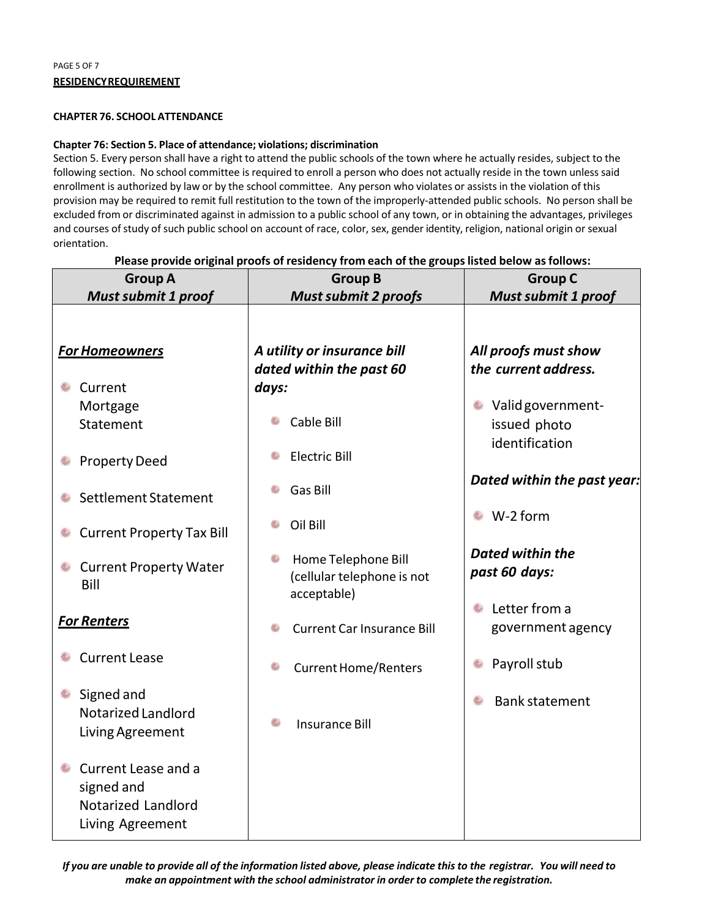**RESIDENCY REQUIREMENT**

**CHAPTER 76. SCHOOL ATTENDANCE**

**Chapter 76: Section 5. Place of attendance; violations; discrimination**

Section 5. Every person shall have a right to attend the public schools of the town where he actually resides, subject to the following section. No school committee is required to enroll a person who does not actually reside in the town unless said enrollment is authorized by law or by the school committee. Any person who violates or assists in the violation of this provision may be required to remit full restitution to the town of the improperly-attended public schools. No person shall be excluded from or discriminated against in admission to a public school of any town, or in obtaining the advantages, privileges and courses of study of such public school on account of race, color, sex, gender identity, religion, national origin or sexual orientation.

**Please provide original proofs of residency from each of the groups listed below as follows:**

| **Group A** *Must submit 1 proof* | **Group B** *Must submit 2 proofs* | **Group C** *Must submit 1 proof* |
|---|---|---|
| ***For Homeowners*** | ***A utility or insurance bill dated within the past 60 days:*** | ***All proofs must show the current address.*** |
| • Current Mortgage Statement | • Cable Bill | • Valid government-issued photo identification |
| • Property Deed | • Electric Bill | ***Dated within the past year:*** |
| • Settlement Statement | • Gas Bill | • W-2 form |
| • Current Property Tax Bill | • Oil Bill | ***Dated within the past 60 days:*** |
| • Current Property Water Bill | • Home Telephone Bill (cellular telephone is not acceptable) | • Letter from a government agency |
| ***For Renters*** | • Current Car Insurance Bill | • Payroll stub |
| • Current Lease | • Current Home/Renters | • Bank statement |
| • Signed and Notarized Landlord Living Agreement | • Insurance Bill | |
| • Current Lease and a signed and Notarized Landlord Living Agreement | | |

***If you are unable to provide all of the information listed above, please indicate this to the registrar. You will need to make an appointment with the school administrator in order to complete the registration.***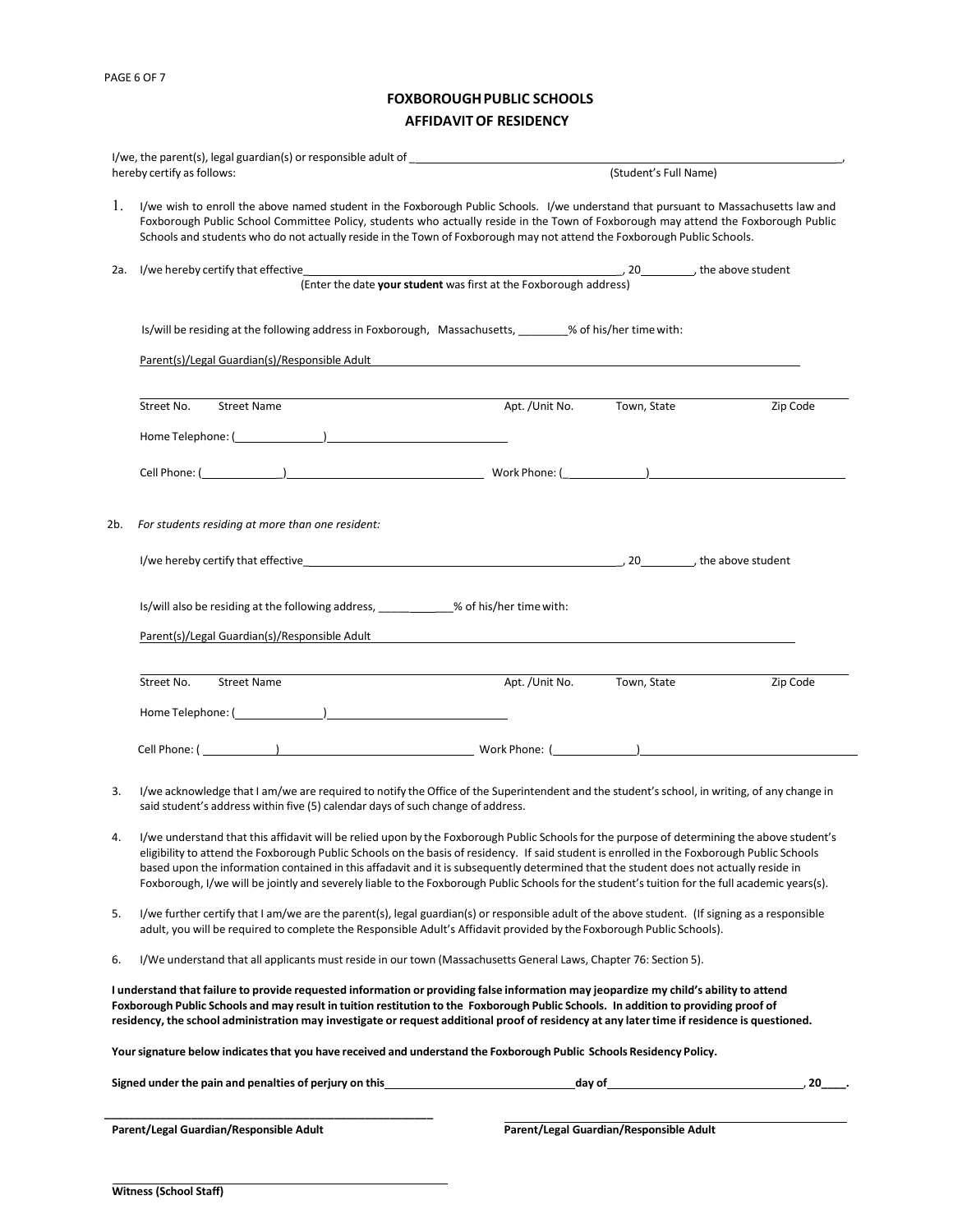# FOXBOROUGH PUBLIC SCHOOLS
## AFFIDAVIT OF RESIDENCY

I/we, the parent(s), legal guardian(s) or responsible adult of ______________________________________________,
hereby certify as follows: (Student's Full Name)

1. I/we wish to enroll the above named student in the Foxborough Public Schools. I/we understand that pursuant to Massachusetts law and Foxborough Public School Committee Policy, students who actually reside in the Town of Foxborough may attend the Foxborough Public Schools and students who do not actually reside in the Town of Foxborough may not attend the Foxborough Public Schools.

2a. I/we hereby certify that effective ______________________________, 20________, the above student
(Enter the date **your student** was first at the Foxborough address)

Is/will be residing at the following address in Foxborough, Massachusetts, ________% of his/her time with:

Parent(s)/Legal Guardian(s)/Responsible Adult ______________________________________________

______________________________________________________________________________
Street No. Street Name Apt. /Unit No. Town, State Zip Code

Home Telephone: (______________)____________________________

Cell Phone: (_____________)____________________________ Work Phone: (_____________)____________________________

2b. *For students residing at more than one resident:*

I/we hereby certify that effective ______________________________, 20________, the above student

Is/will also be residing at the following address, ____________% of his/her time with:

Parent(s)/Legal Guardian(s)/Responsible Adult ______________________________________________

______________________________________________________________________________
Street No. Street Name Apt. /Unit No. Town, State Zip Code

Home Telephone: (______________)____________________________

Cell Phone: (_____________)____________________________ Work Phone: (_____________)____________________________

3. I/we acknowledge that I am/we are required to notify the Office of the Superintendent and the student's school, in writing, of any change in said student's address within five (5) calendar days of such change of address.

4. I/we understand that this affidavit will be relied upon by the Foxborough Public Schools for the purpose of determining the above student's eligibility to attend the Foxborough Public Schools on the basis of residency. If said student is enrolled in the Foxborough Public Schools based upon the information contained in this affadavit and it is subsequently determined that the student does not actually reside in Foxborough, I/we will be jointly and severely liable to the Foxborough Public Schools for the student's tuition for the full academic years(s).

5. I/we further certify that I am/we are the parent(s), legal guardian(s) or responsible adult of the above student. (If signing as a responsible adult, you will be required to complete the Responsible Adult's Affidavit provided by the Foxborough Public Schools).

6. I/We understand that all applicants must reside in our town (Massachusetts General Laws, Chapter 76: Section 5).

**I understand that failure to provide requested information or providing false information may jeopardize my child's ability to attend Foxborough Public Schools and may result in tuition restitution to the Foxborough Public Schools. In addition to providing proof of residency, the school administration may investigate or request additional proof of residency at any later time if residence is questioned.**

**Your signature below indicates that you have received and understand the Foxborough Public Schools Residency Policy.**

**Signed under the pain and penalties of perjury on this______________________day of______________________, 20____.**

______________________________________ ______________________________________
**Parent/Legal Guardian/Responsible Adult** **Parent/Legal Guardian/Responsible Adult**

______________________________________
**Witness (School Staff)**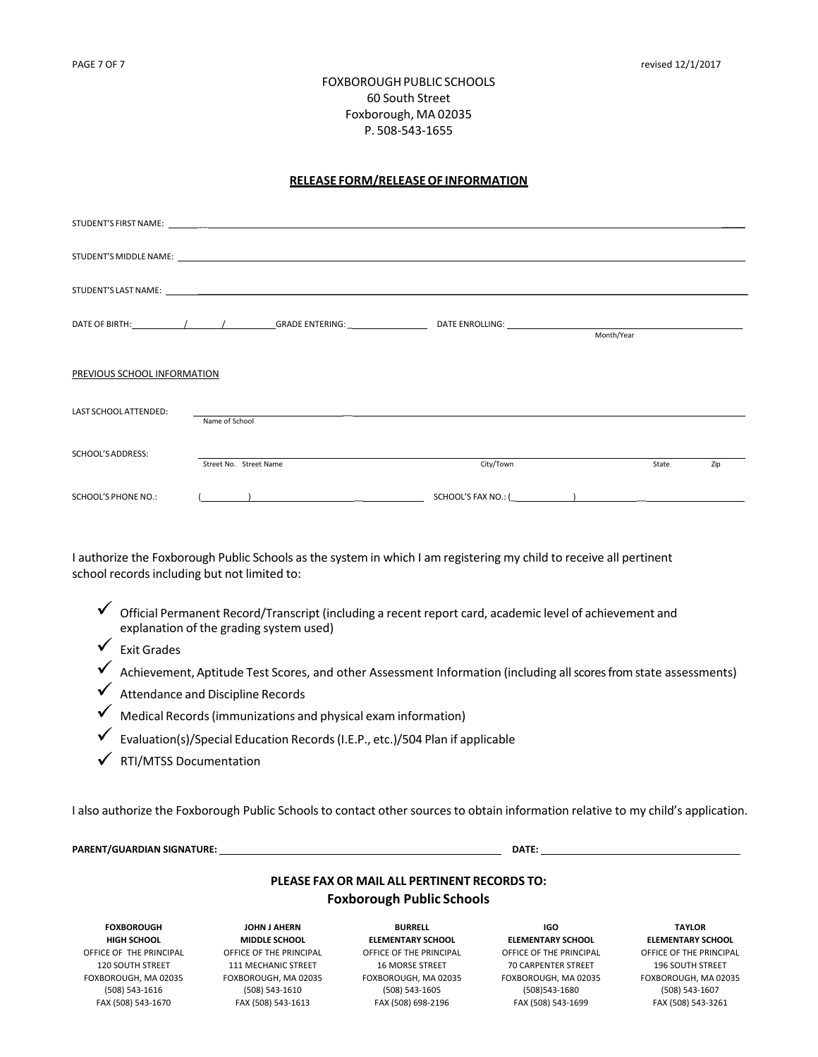FOXBOROUGH PUBLIC SCHOOLS
60 South Street
Foxborough, MA 02035
P. 508-543-1655

## RELEASE FORM/RELEASE OF INFORMATION

STUDENT'S FIRST NAME: ______________________________

STUDENT'S MIDDLE NAME: ______________________________

STUDENT'S LAST NAME: ______________________________

DATE OF BIRTH: ____/____/____ GRADE ENTERING: ________ DATE ENROLLING: ______________ Month/Year

PREVIOUS SCHOOL INFORMATION

LAST SCHOOL ATTENDED: ______________________________
Name of School

SCHOOL'S ADDRESS: ______________________________
Street No. Street Name City/Town State Zip

SCHOOL'S PHONE NO.: (______) ____________ SCHOOL'S FAX NO.: (______) ____________

I authorize the Foxborough Public Schools as the system in which I am registering my child to receive all pertinent school records including but not limited to:

- ✓ Official Permanent Record/Transcript (including a recent report card, academic level of achievement and explanation of the grading system used)
- ✓ Exit Grades
- ✓ Achievement, Aptitude Test Scores, and other Assessment Information (including all scores from state assessments)
- ✓ Attendance and Discipline Records
- ✓ Medical Records (immunizations and physical exam information)
- ✓ Evaluation(s)/Special Education Records (I.E.P., etc.)/504 Plan if applicable
- ✓ RTI/MTSS Documentation

I also authorize the Foxborough Public Schools to contact other sources to obtain information relative to my child's application.

**PARENT/GUARDIAN SIGNATURE:** ______________________________ **DATE:** ______________

**PLEASE FAX OR MAIL ALL PERTINENT RECORDS TO:**
**Foxborough Public Schools**

| | | | | |
|---|---|---|---|---|
| **FOXBOROUGH HIGH SCHOOL** | **JOHN J AHERN MIDDLE SCHOOL** | **BURRELL ELEMENTARY SCHOOL** | **IGO ELEMENTARY SCHOOL** | **TAYLOR ELEMENTARY SCHOOL** |
| OFFICE OF THE PRINCIPAL | OFFICE OF THE PRINCIPAL | OFFICE OF THE PRINCIPAL | OFFICE OF THE PRINCIPAL | OFFICE OF THE PRINCIPAL |
| 120 SOUTH STREET | 111 MECHANIC STREET | 16 MORSE STREET | 70 CARPENTER STREET | 196 SOUTH STREET |
| FOXBOROUGH, MA 02035 | FOXBOROUGH, MA 02035 | FOXBOROUGH, MA 02035 | FOXBOROUGH, MA 02035 | FOXBOROUGH, MA 02035 |
| (508) 543-1616 | (508) 543-1610 | (508) 543-1605 | (508)543-1680 | (508) 543-1607 |
| FAX (508) 543-1670 | FAX (508) 543-1613 | FAX (508) 698-2196 | FAX (508) 543-1699 | FAX (508) 543-3261 |